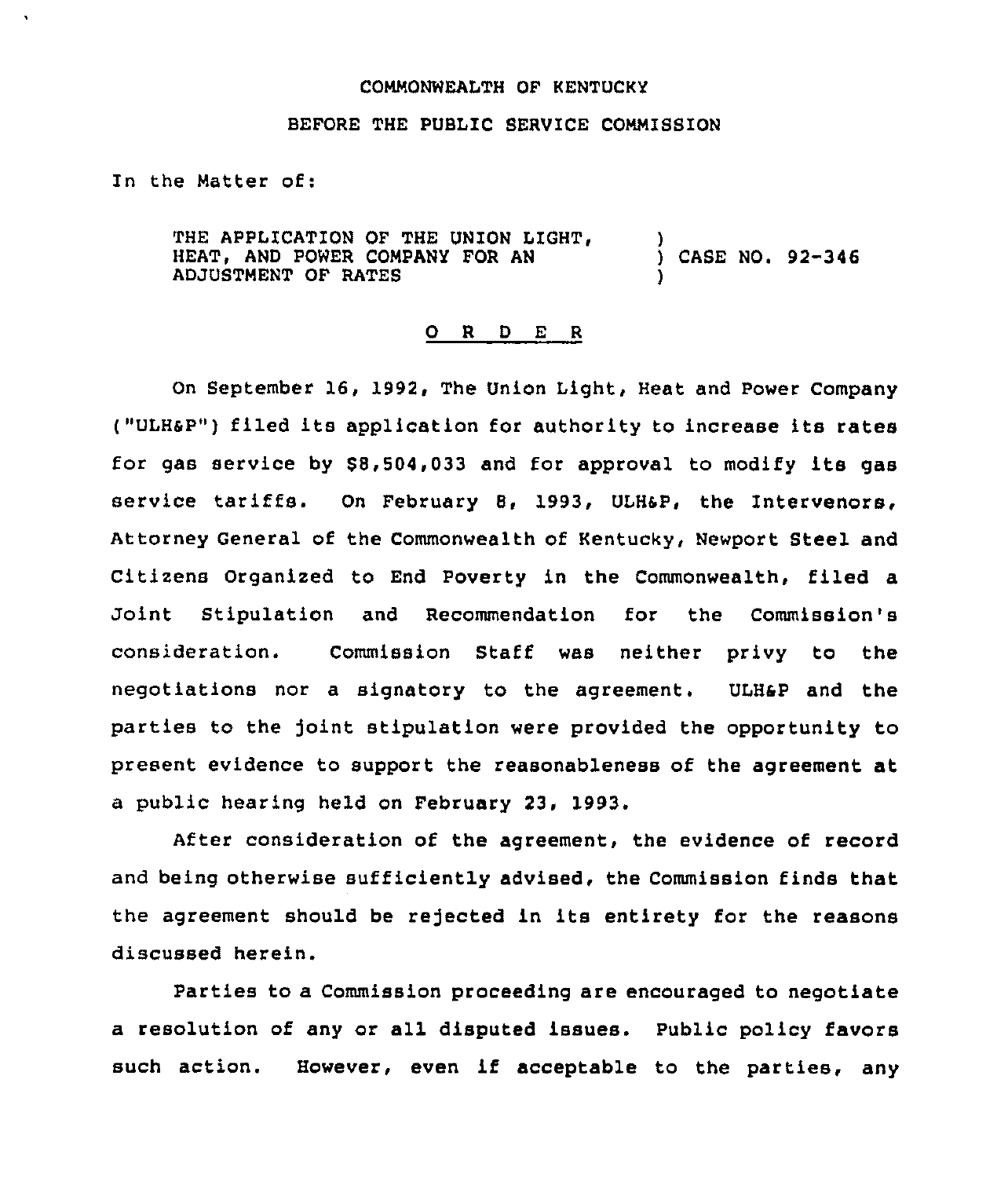COMMONWEALTH OF KENTUCKY

BEFORE THE PUBLIC SERVICE COMMISSION

In the Matter of:

THE APPLICATION OF THE UNION LIGHT, HEAT, AND POWER COMPANY FOR AN ADJUSTMENT OF RATES ) CASE NO. 92-346

## O R D E R

On September 16, 1992, The Union Light, Heat and Power Company ("ULH&P") filed its application for authority to increase its rates for gas service by $8,504,033 and for approval to modify its gas service tariffs. On February 8, 1993, ULH&P, the Intervenors, Attorney General of the Commonwealth of Kentucky, Newport Steel and Citizens Organized to End Poverty in the Commonwealth, filed a Joint Stipulation and Recommendation for the Commission's consideration. Commission Staff was neither privy to the negotiations nor a signatory to the agreement. ULH&P and the parties to the joint stipulation were provided the opportunity to present evidence to support the reasonableness of the agreement at a public hearing held on February 23, 1993.

After consideration of the agreement, the evidence of record and being otherwise sufficiently advised, the Commission finds that the agreement should be rejected in its entirety for the reasons discussed herein.

Parties to a Commission proceeding are encouraged to negotiate a resolution of any or all disputed issues. Public policy favors such action. However, even if acceptable to the parties, any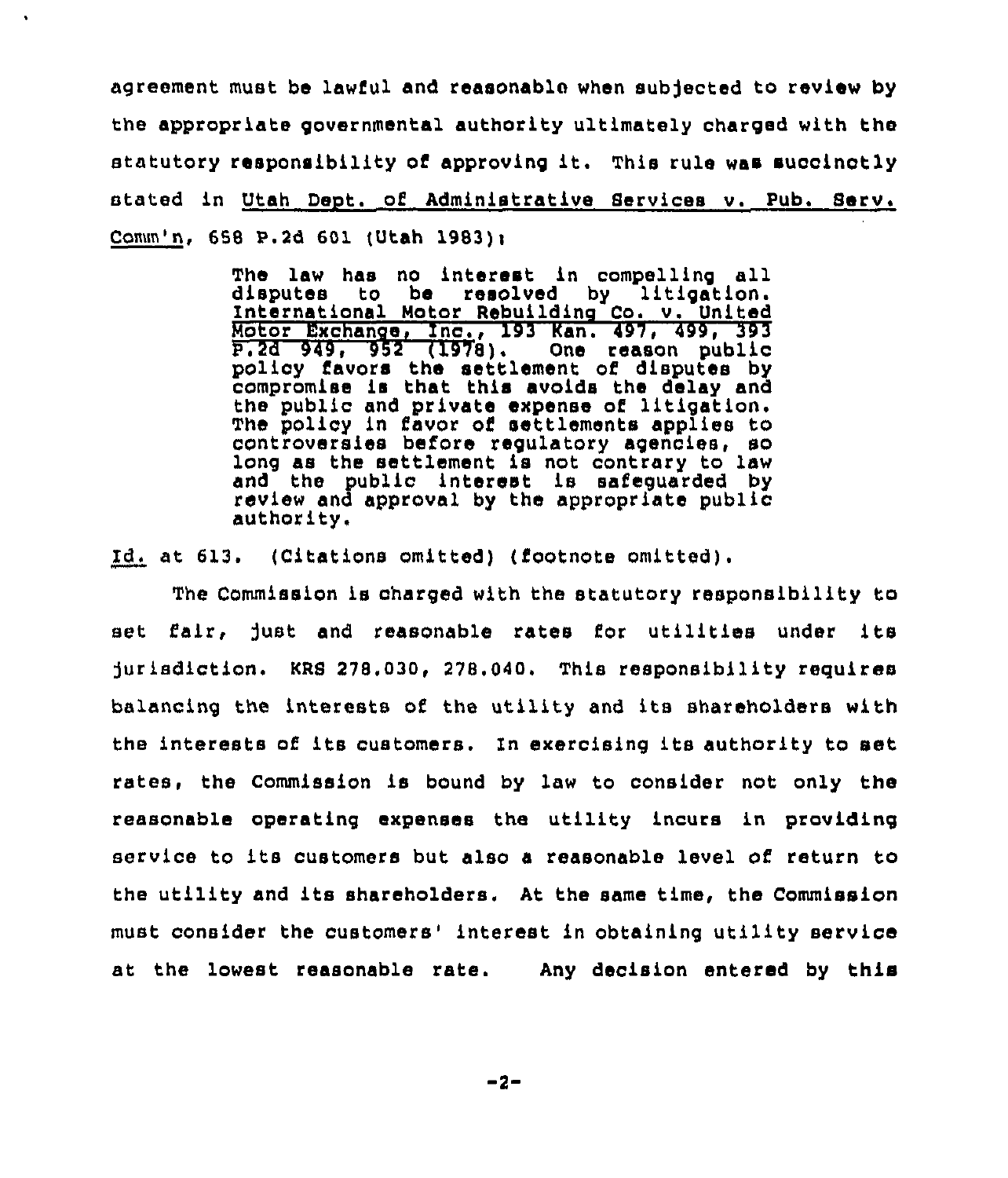agreement must be lawful and reasonable when subjected to review by the appropriate governmental authority ultimately charged with the statutory responsibility of approving it. This rule was succinctly stated in Utah Dept. of Administrative Services v. Pub. Serv. Comm'n, 658 P.2d 601 (Utah 1983):

> The law has no interest in compelling all disputes to be resolved by litigation. International Motor Rebuilding Co. v. United Motor Exchange, Inc., 193 Kan. 497, 499, 393 P.2d 949, 952 (1978). One reason public policy favors the settlement of disputes by compromise is that this avoids the delay and the public and private expense of litigation. The policy in favor of settlements applies to controversies before regulatory agencies, so long as the settlement is not contrary to law and the public interest is safeguarded by review and approval by the appropriate public authority.

Id. at 613. (Citations omitted) (footnote omitted).

The Commission is charged with the statutory responsibility to set fair, just and reasonable rates for utilities under its jurisdiction. KRS 278.030, 278.040. This responsibility requires balancing the interests of the utility and its shareholders with the interests of its customers. In exercising its authority to set rates, the Commission is bound by law to consider not only the reasonable operating expenses the utility incurs in providing service to its customers but also a reasonable level of return to the utility and its shareholders. At the same time, the Commission must consider the customers' interest in obtaining utility service at the lowest reasonable rate. Any decision entered by this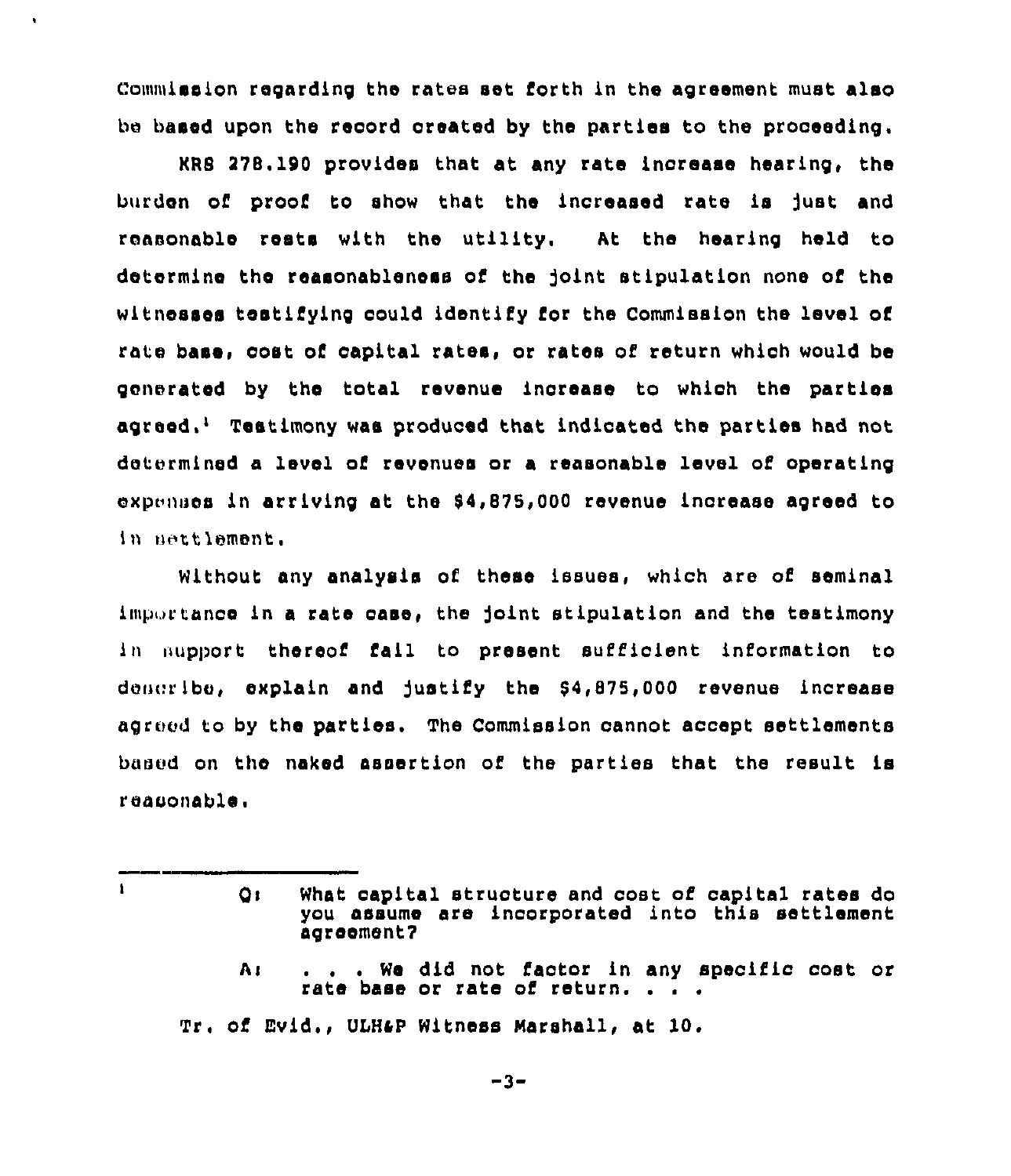Commission regarding the rates set forth in the agreement must also be based upon the record created by the parties to the proceeding.

KRS 278.190 provides that at any rate increase hearing, the burden of proof to show that the increased rate is just and reasonable rests with the utility. At the hearing held to determine the reasonableness of the joint stipulation none of the witnesses testifying could identify for the Commission the level of rate base, cost of capital rates, or rates of return which would be generated by the total revenue increase to which the parties agreed.[1] Testimony was produced that indicated the parties had not determined a level of revenues or a reasonable level of operating expenses in arriving at the $4,875,000 revenue increase agreed to in settlement.

Without any analysis of these issues, which are of seminal importance in a rate case, the joint stipulation and the testimony in support thereof fail to present sufficient information to describe, explain and justify the $4,875,000 revenue increase agreed to by the parties. The Commission cannot accept settlements based on the naked assertion of the parties that the result is reasonable.

---

[1] Q: What capital structure and cost of capital rates do you assume are incorporated into this settlement agreement?

A: . . . We did not factor in any specific cost or rate base or rate of return. . . .

Tr. of Evid., ULH&P Witness Marshall, at 10.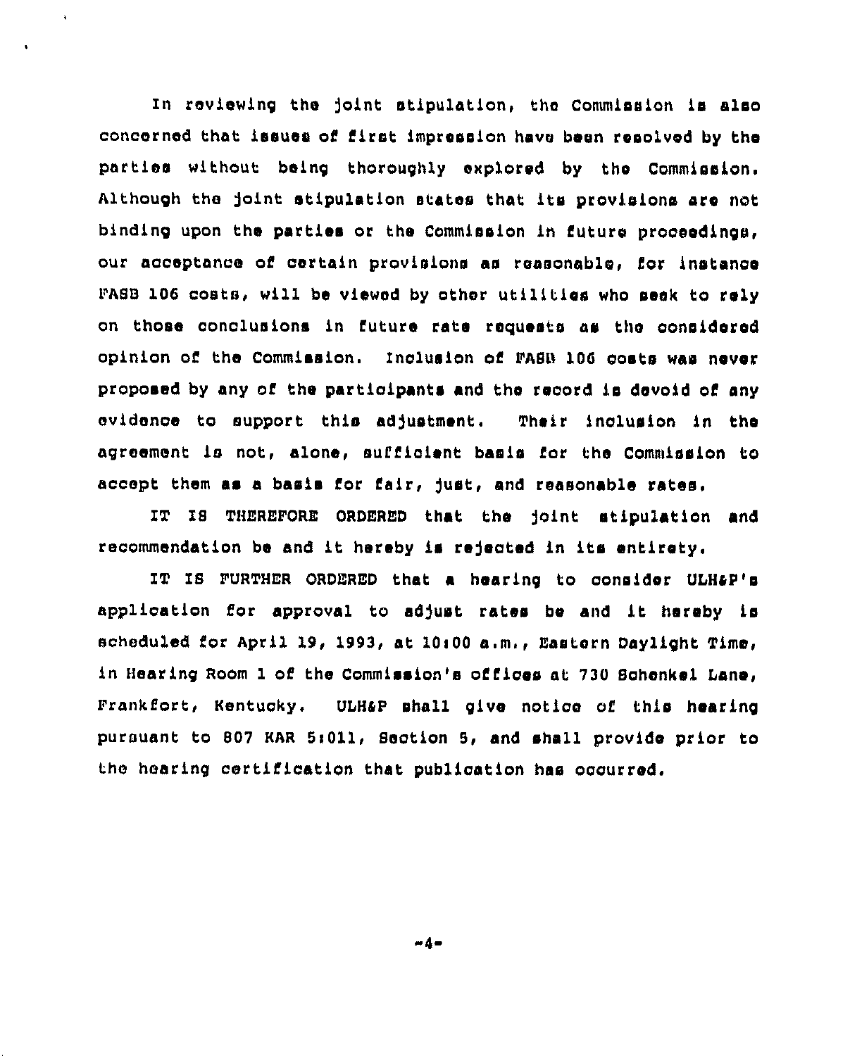In reviewing the joint stipulation, the Commission is also concerned that issues of first impression have been resolved by the parties without being thoroughly explored by the Commission. Although the joint stipulation states that its provisions are not binding upon the parties or the Commission in future proceedings, our acceptance of certain provisions as reasonable, for instance FASB 106 costs, will be viewed by other utilities who seek to rely on those conclusions in future rate requests as the considered opinion of the Commission. Inclusion of FASB 106 costs was never proposed by any of the participants and the record is devoid of any evidence to support this adjustment. Their inclusion in the agreement is not, alone, sufficient basis for the Commission to accept them as a basis for fair, just, and reasonable rates.

IT IS THEREFORE ORDERED that the joint stipulation and recommendation be and it hereby is rejected in its entirety.

IT IS FURTHER ORDERED that a hearing to consider ULH&P's application for approval to adjust rates be and it hereby is scheduled for April 19, 1993, at 10:00 a.m., Eastern Daylight Time, in Hearing Room 1 of the Commission's offices at 730 Schenkel Lane, Frankfort, Kentucky. ULH&P shall give notice of this hearing pursuant to 807 KAR 5:011, Section 5, and shall provide prior to the hearing certification that publication has occurred.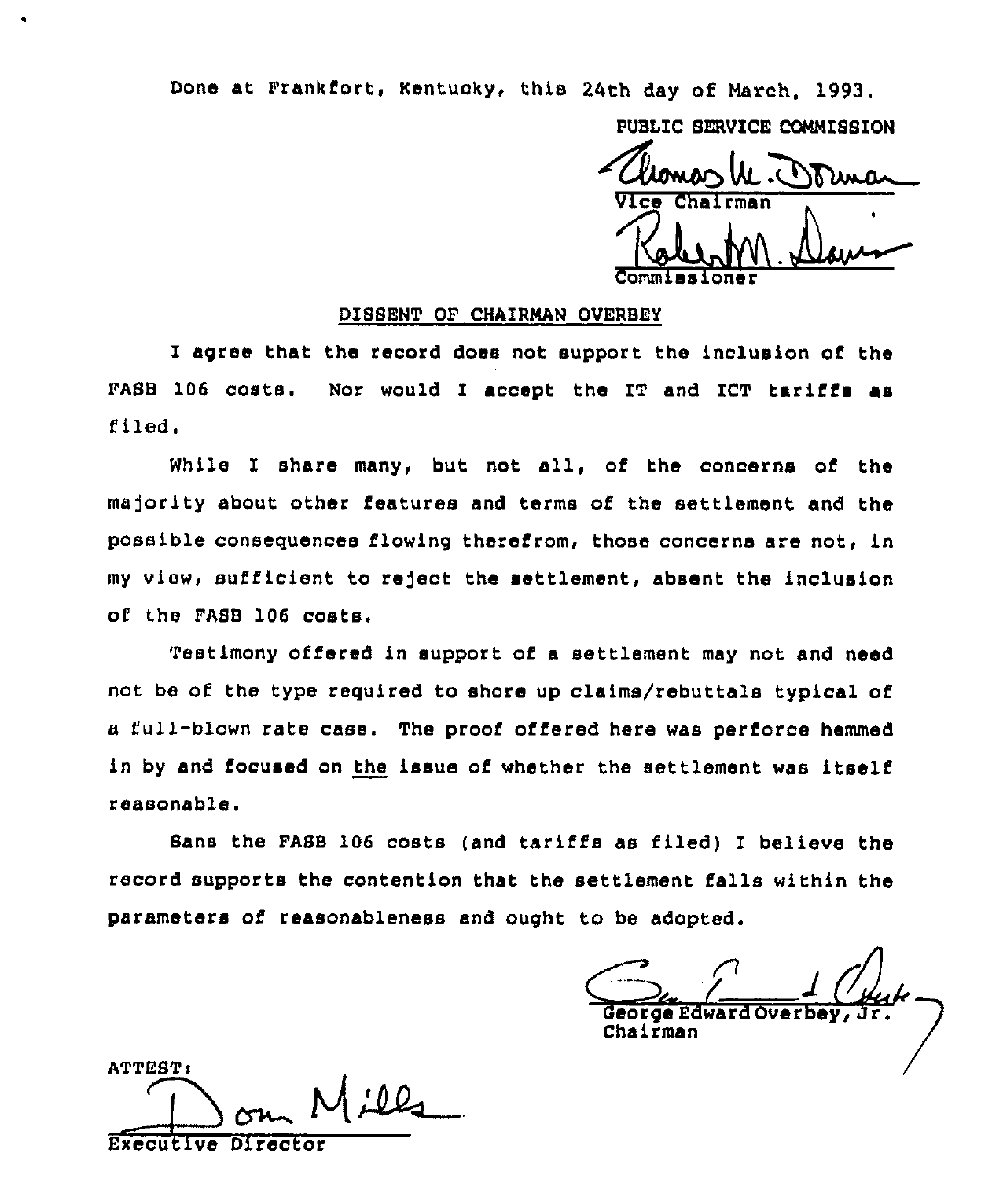Done at Frankfort, Kentucky, this 24th day of March, 1993.

PUBLIC SERVICE COMMISSION

Vice Chairman

Commissioner

## DISSENT OF CHAIRMAN OVERBEY

I agree that the record does not support the inclusion of the FASB 106 costs. Nor would I accept the IT and ICT tariffs as filed.

While I share many, but not all, of the concerns of the majority about other features and terms of the settlement and the possible consequences flowing therefrom, those concerns are not, in my view, sufficient to reject the settlement, absent the inclusion of the FASB 106 costs.

Testimony offered in support of a settlement may not and need not be of the type required to shore up claims/rebuttals typical of a full-blown rate case. The proof offered here was perforce hemmed in by and focused on the issue of whether the settlement was itself reasonable.

Sans the FASB 106 costs (and tariffs as filed) I believe the record supports the contention that the settlement falls within the parameters of reasonableness and ought to be adopted.

George Edward Overbey, Jr.
Chairman

ATTEST:

Executive Director